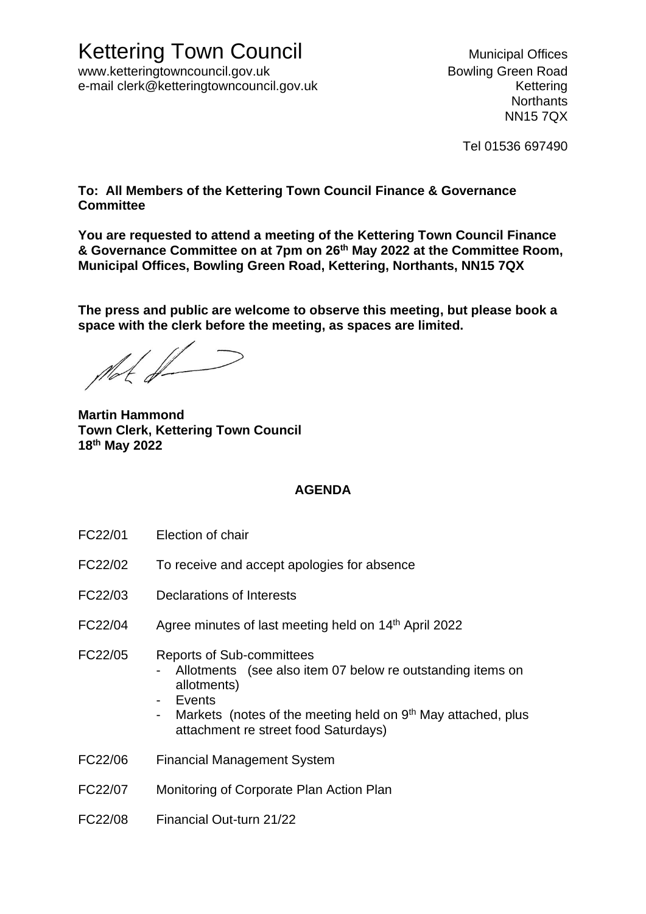# Kettering Town Council

www.ketteringtowncouncil.gov.uk
e-mail clerk@ketteringtowncouncil.gov.uk

Municipal Offices
Bowling Green Road
Kettering
Northants
NN15 7QX

Tel 01536 697490

**To: All Members of the Kettering Town Council Finance & Governance Committee**

**You are requested to attend a meeting of the Kettering Town Council Finance & Governance Committee on at 7pm on 26th May 2022 at the Committee Room, Municipal Offices, Bowling Green Road, Kettering, Northants, NN15 7QX**

**The press and public are welcome to observe this meeting, but please book a space with the clerk before the meeting, as spaces are limited.**

**Martin Hammond**
**Town Clerk, Kettering Town Council**
**18th May 2022**

## AGENDA

FC22/01 Election of chair

FC22/02 To receive and accept apologies for absence

FC22/03 Declarations of Interests

FC22/04 Agree minutes of last meeting held on 14th April 2022

FC22/05 Reports of Sub-committees
- Allotments (see also item 07 below re outstanding items on allotments)
- Events
- Markets (notes of the meeting held on 9th May attached, plus attachment re street food Saturdays)

FC22/06 Financial Management System

FC22/07 Monitoring of Corporate Plan Action Plan

FC22/08 Financial Out-turn 21/22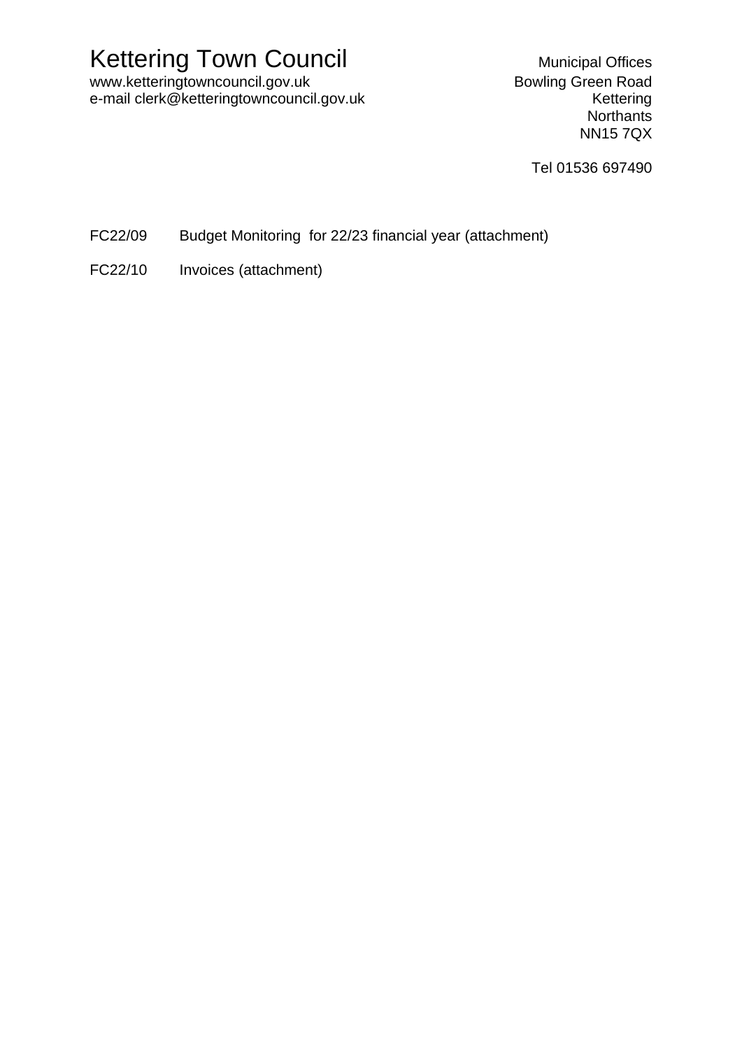# Kettering Town Council

www.ketteringtowncouncil.gov.uk
e-mail clerk@ketteringtowncouncil.gov.uk

Municipal Offices
Bowling Green Road
Kettering
Northants
NN15 7QX

Tel 01536 697490

FC22/09 Budget Monitoring for 22/23 financial year (attachment)

FC22/10 Invoices (attachment)